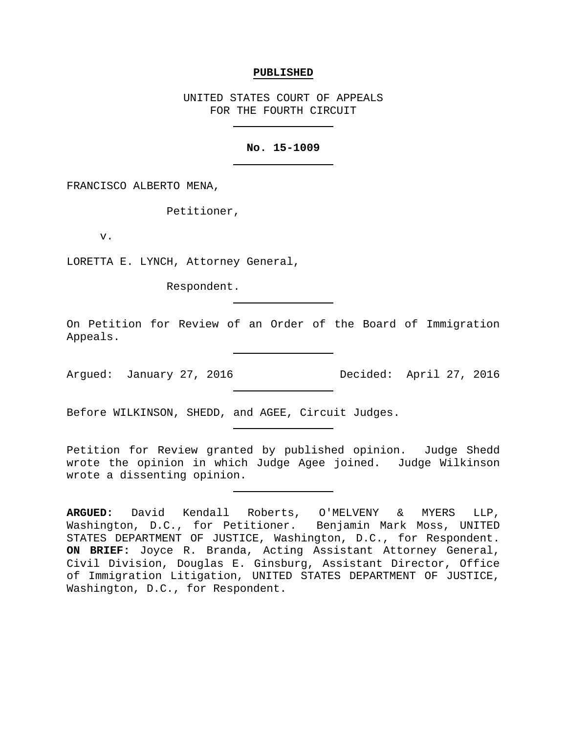**PUBLISHED**

UNITED STATES COURT OF APPEALS
FOR THE FOURTH CIRCUIT

**No. 15-1009**

FRANCISCO ALBERTO MENA,

Petitioner,

v.

LORETTA E. LYNCH, Attorney General,

Respondent.

On Petition for Review of an Order of the Board of Immigration Appeals.

Argued: January 27, 2016 Decided: April 27, 2016

Before WILKINSON, SHEDD, and AGEE, Circuit Judges.

Petition for Review granted by published opinion. Judge Shedd wrote the opinion in which Judge Agee joined. Judge Wilkinson wrote a dissenting opinion.

**ARGUED:** David Kendall Roberts, O'MELVENY & MYERS LLP, Washington, D.C., for Petitioner. Benjamin Mark Moss, UNITED STATES DEPARTMENT OF JUSTICE, Washington, D.C., for Respondent. **ON BRIEF:** Joyce R. Branda, Acting Assistant Attorney General, Civil Division, Douglas E. Ginsburg, Assistant Director, Office of Immigration Litigation, UNITED STATES DEPARTMENT OF JUSTICE, Washington, D.C., for Respondent.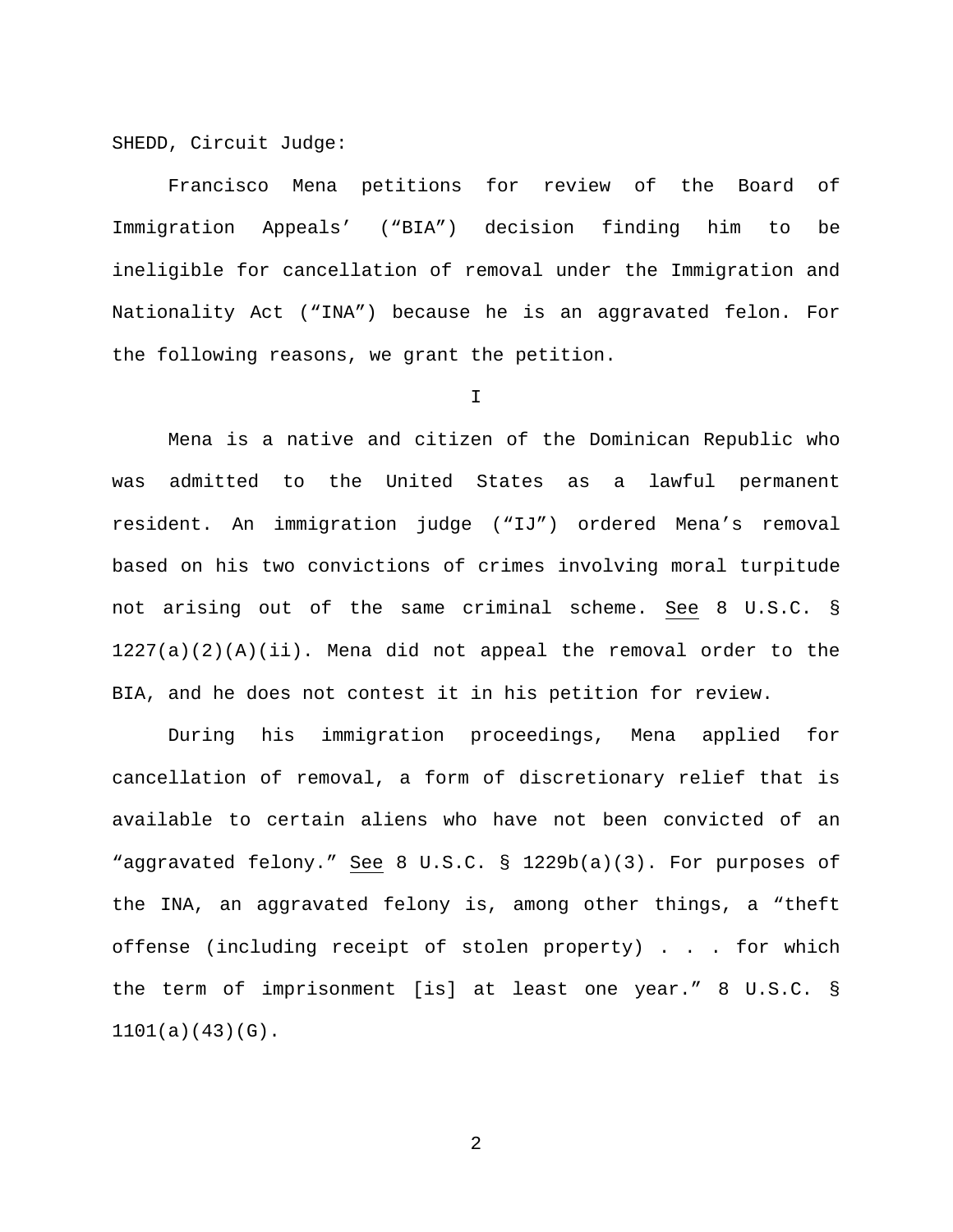SHEDD, Circuit Judge:

Francisco Mena petitions for review of the Board of Immigration Appeals' ("BIA") decision finding him to be ineligible for cancellation of removal under the Immigration and Nationality Act ("INA") because he is an aggravated felon. For the following reasons, we grant the petition.

I

Mena is a native and citizen of the Dominican Republic who was admitted to the United States as a lawful permanent resident. An immigration judge ("IJ") ordered Mena's removal based on his two convictions of crimes involving moral turpitude not arising out of the same criminal scheme. See 8 U.S.C. § 1227(a)(2)(A)(ii). Mena did not appeal the removal order to the BIA, and he does not contest it in his petition for review.

During his immigration proceedings, Mena applied for cancellation of removal, a form of discretionary relief that is available to certain aliens who have not been convicted of an "aggravated felony." See 8 U.S.C. § 1229b(a)(3). For purposes of the INA, an aggravated felony is, among other things, a "theft offense (including receipt of stolen property) . . . for which the term of imprisonment [is] at least one year." 8 U.S.C. § 1101(a)(43)(G).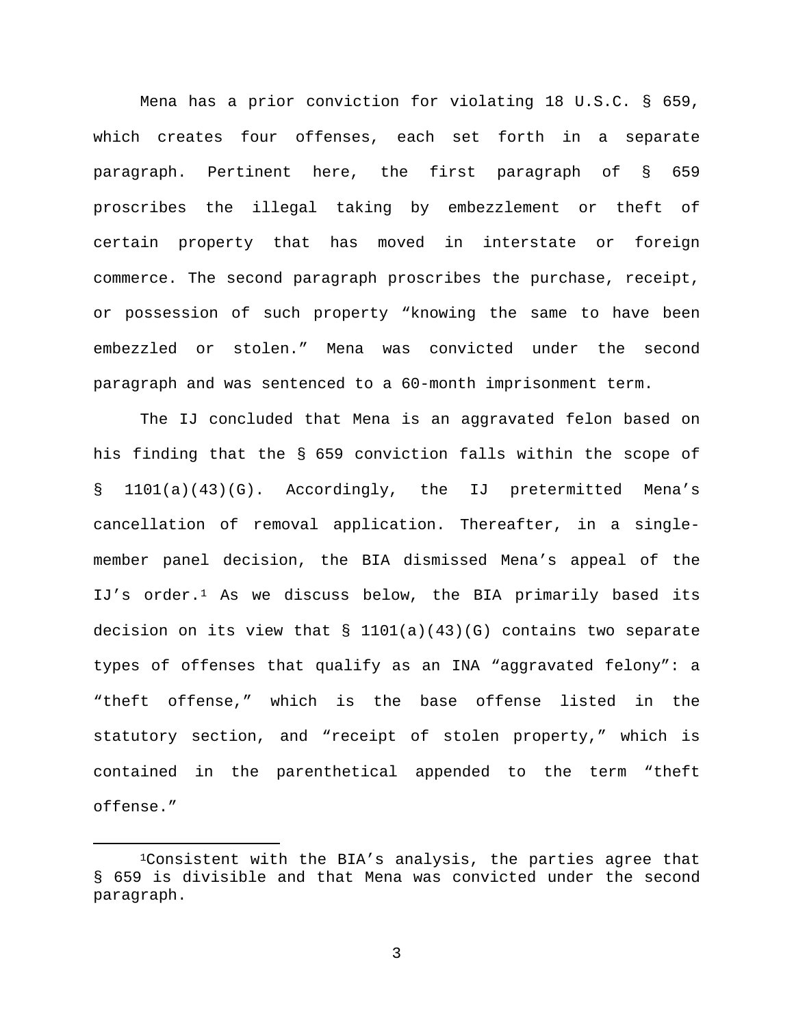Mena has a prior conviction for violating 18 U.S.C. § 659, which creates four offenses, each set forth in a separate paragraph. Pertinent here, the first paragraph of § 659 proscribes the illegal taking by embezzlement or theft of certain property that has moved in interstate or foreign commerce. The second paragraph proscribes the purchase, receipt, or possession of such property "knowing the same to have been embezzled or stolen." Mena was convicted under the second paragraph and was sentenced to a 60-month imprisonment term.

The IJ concluded that Mena is an aggravated felon based on his finding that the § 659 conviction falls within the scope of § 1101(a)(43)(G). Accordingly, the IJ pretermitted Mena's cancellation of removal application. Thereafter, in a single-member panel decision, the BIA dismissed Mena's appeal of the IJ's order.[1] As we discuss below, the BIA primarily based its decision on its view that § 1101(a)(43)(G) contains two separate types of offenses that qualify as an INA "aggravated felony": a "theft offense," which is the base offense listed in the statutory section, and "receipt of stolen property," which is contained in the parenthetical appended to the term "theft offense."

---

[1]Consistent with the BIA's analysis, the parties agree that § 659 is divisible and that Mena was convicted under the second paragraph.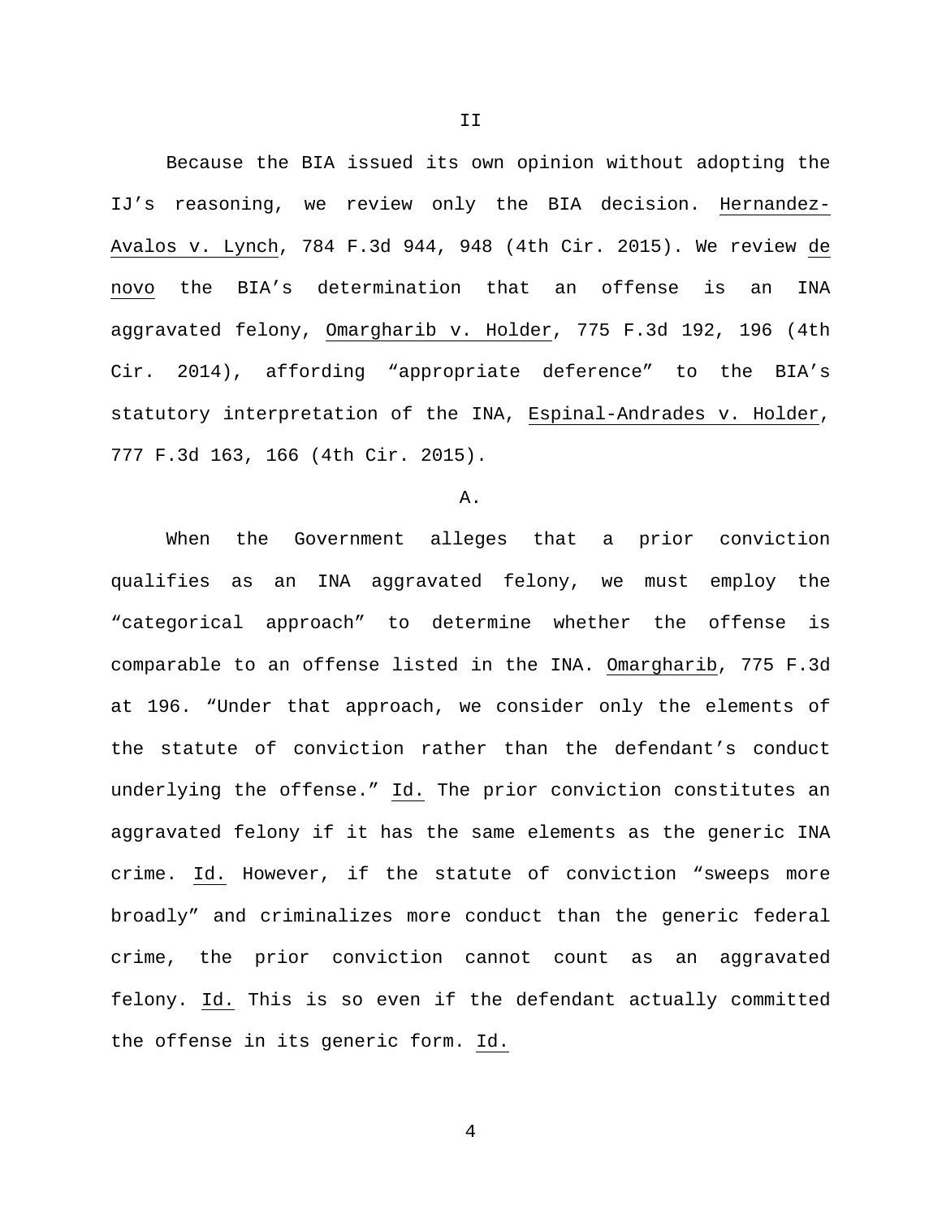## II

Because the BIA issued its own opinion without adopting the IJ's reasoning, we review only the BIA decision. Hernandez-Avalos v. Lynch, 784 F.3d 944, 948 (4th Cir. 2015). We review de novo the BIA's determination that an offense is an INA aggravated felony, Omargharib v. Holder, 775 F.3d 192, 196 (4th Cir. 2014), affording "appropriate deference" to the BIA's statutory interpretation of the INA, Espinal-Andrades v. Holder, 777 F.3d 163, 166 (4th Cir. 2015).

### A.

When the Government alleges that a prior conviction qualifies as an INA aggravated felony, we must employ the "categorical approach" to determine whether the offense is comparable to an offense listed in the INA. Omargharib, 775 F.3d at 196. "Under that approach, we consider only the elements of the statute of conviction rather than the defendant's conduct underlying the offense." Id. The prior conviction constitutes an aggravated felony if it has the same elements as the generic INA crime. Id. However, if the statute of conviction "sweeps more broadly" and criminalizes more conduct than the generic federal crime, the prior conviction cannot count as an aggravated felony. Id. This is so even if the defendant actually committed the offense in its generic form. Id.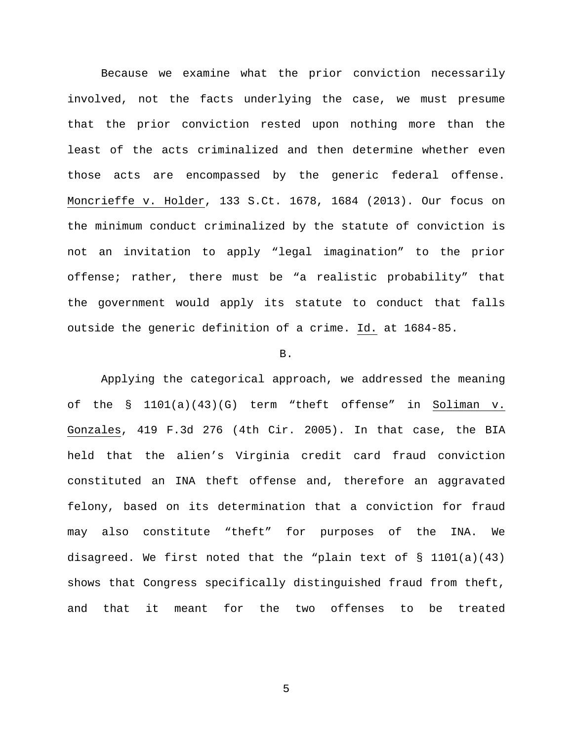Because we examine what the prior conviction necessarily involved, not the facts underlying the case, we must presume that the prior conviction rested upon nothing more than the least of the acts criminalized and then determine whether even those acts are encompassed by the generic federal offense. Moncrieffe v. Holder, 133 S.Ct. 1678, 1684 (2013). Our focus on the minimum conduct criminalized by the statute of conviction is not an invitation to apply "legal imagination" to the prior offense; rather, there must be "a realistic probability" that the government would apply its statute to conduct that falls outside the generic definition of a crime. Id. at 1684-85.

B.

Applying the categorical approach, we addressed the meaning of the § 1101(a)(43)(G) term "theft offense" in Soliman v. Gonzales, 419 F.3d 276 (4th Cir. 2005). In that case, the BIA held that the alien's Virginia credit card fraud conviction constituted an INA theft offense and, therefore an aggravated felony, based on its determination that a conviction for fraud may also constitute "theft" for purposes of the INA. We disagreed. We first noted that the "plain text of § 1101(a)(43) shows that Congress specifically distinguished fraud from theft, and that it meant for the two offenses to be treated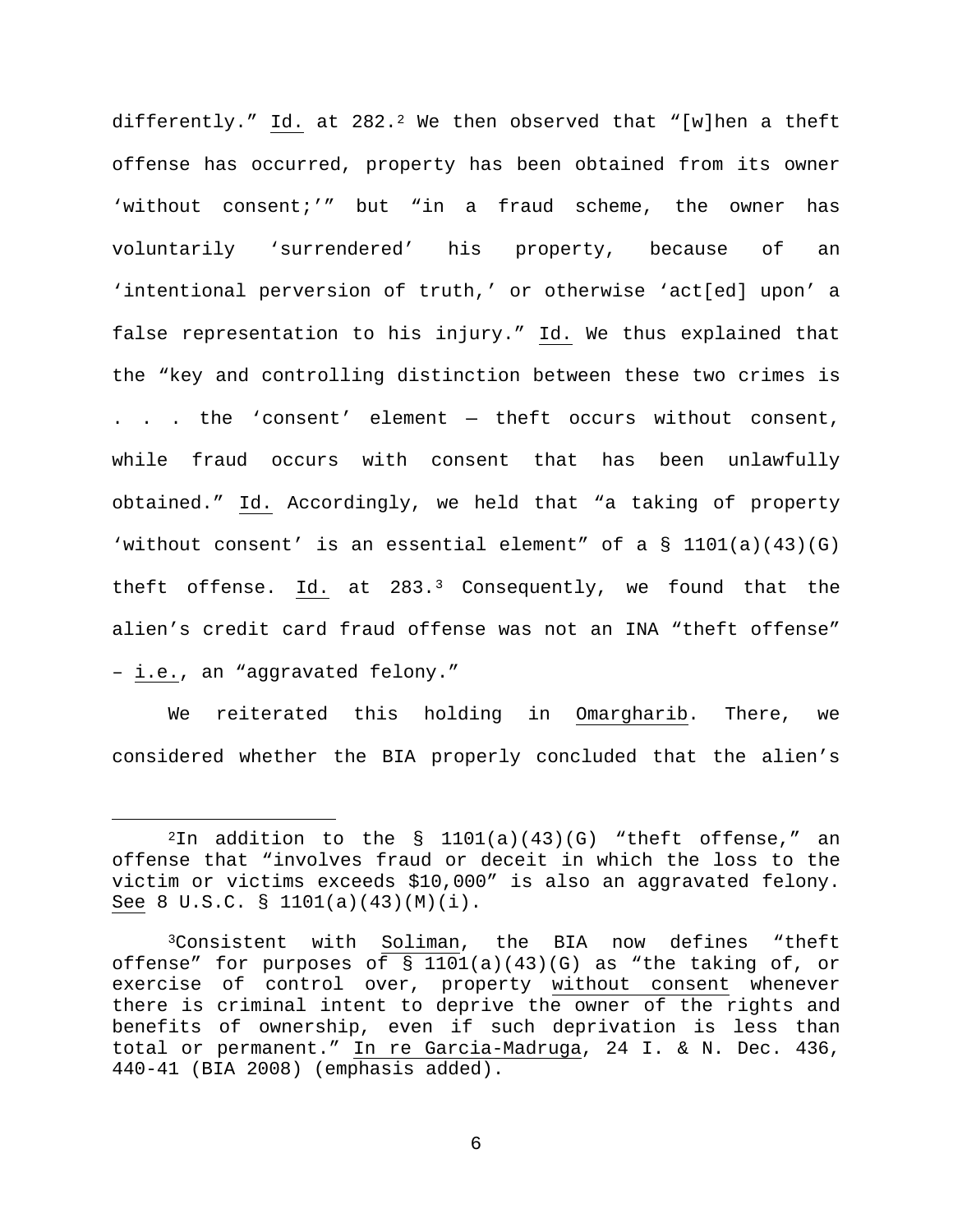differently." Id. at 282.[2] We then observed that "[w]hen a theft offense has occurred, property has been obtained from its owner 'without consent;'" but "in a fraud scheme, the owner has voluntarily 'surrendered' his property, because of an 'intentional perversion of truth,' or otherwise 'act[ed] upon' a false representation to his injury." Id. We thus explained that the "key and controlling distinction between these two crimes is . . . the 'consent' element — theft occurs without consent, while fraud occurs with consent that has been unlawfully obtained." Id. Accordingly, we held that "a taking of property 'without consent' is an essential element" of a § 1101(a)(43)(G) theft offense. Id. at 283.[3] Consequently, we found that the alien's credit card fraud offense was not an INA "theft offense" – i.e., an "aggravated felony."

We reiterated this holding in Omargharib. There, we considered whether the BIA properly concluded that the alien's

[2]In addition to the § 1101(a)(43)(G) "theft offense," an offense that "involves fraud or deceit in which the loss to the victim or victims exceeds $10,000" is also an aggravated felony. See 8 U.S.C. § 1101(a)(43)(M)(i).

[3]Consistent with Soliman, the BIA now defines "theft offense" for purposes of § 1101(a)(43)(G) as "the taking of, or exercise of control over, property without consent whenever there is criminal intent to deprive the owner of the rights and benefits of ownership, even if such deprivation is less than total or permanent." In re Garcia-Madruga, 24 I. & N. Dec. 436, 440-41 (BIA 2008) (emphasis added).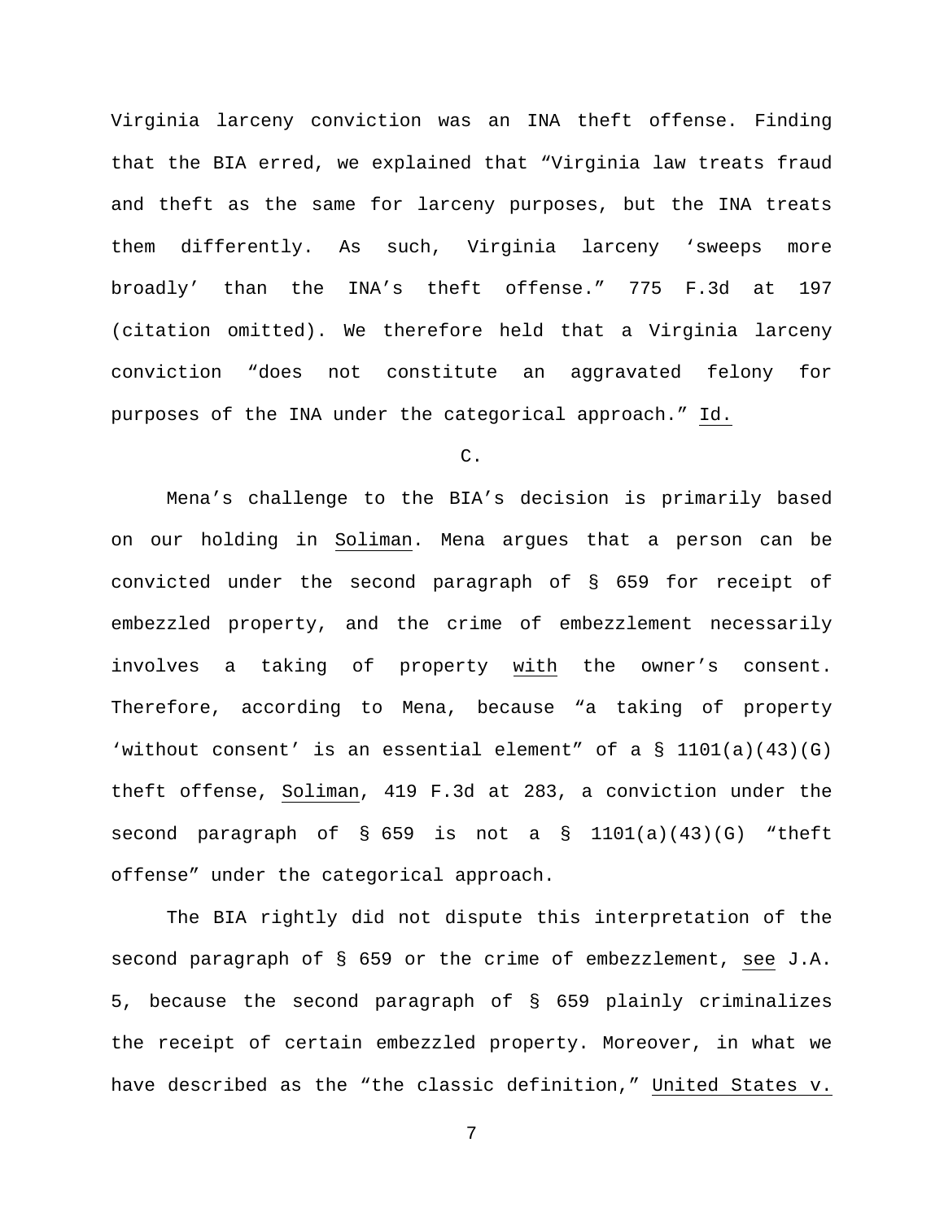Virginia larceny conviction was an INA theft offense. Finding that the BIA erred, we explained that "Virginia law treats fraud and theft as the same for larceny purposes, but the INA treats them differently. As such, Virginia larceny 'sweeps more broadly' than the INA's theft offense." 775 F.3d at 197 (citation omitted). We therefore held that a Virginia larceny conviction "does not constitute an aggravated felony for purposes of the INA under the categorical approach." Id.

C.

Mena's challenge to the BIA's decision is primarily based on our holding in Soliman. Mena argues that a person can be convicted under the second paragraph of § 659 for receipt of embezzled property, and the crime of embezzlement necessarily involves a taking of property with the owner's consent. Therefore, according to Mena, because "a taking of property 'without consent' is an essential element" of a § 1101(a)(43)(G) theft offense, Soliman, 419 F.3d at 283, a conviction under the second paragraph of § 659 is not a § 1101(a)(43)(G) "theft offense" under the categorical approach.

The BIA rightly did not dispute this interpretation of the second paragraph of § 659 or the crime of embezzlement, see J.A. 5, because the second paragraph of § 659 plainly criminalizes the receipt of certain embezzled property. Moreover, in what we have described as the "the classic definition," United States v.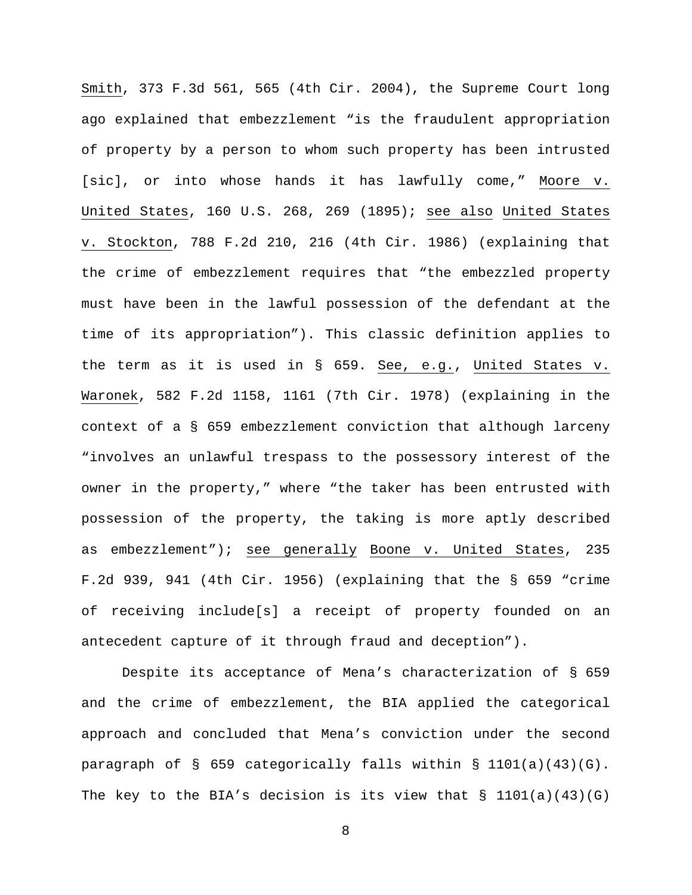Smith, 373 F.3d 561, 565 (4th Cir. 2004), the Supreme Court long ago explained that embezzlement "is the fraudulent appropriation of property by a person to whom such property has been intrusted [sic], or into whose hands it has lawfully come," Moore v. United States, 160 U.S. 268, 269 (1895); see also United States v. Stockton, 788 F.2d 210, 216 (4th Cir. 1986) (explaining that the crime of embezzlement requires that "the embezzled property must have been in the lawful possession of the defendant at the time of its appropriation"). This classic definition applies to the term as it is used in § 659. See, e.g., United States v. Waronek, 582 F.2d 1158, 1161 (7th Cir. 1978) (explaining in the context of a § 659 embezzlement conviction that although larceny "involves an unlawful trespass to the possessory interest of the owner in the property," where "the taker has been entrusted with possession of the property, the taking is more aptly described as embezzlement"); see generally Boone v. United States, 235 F.2d 939, 941 (4th Cir. 1956) (explaining that the § 659 "crime of receiving include[s] a receipt of property founded on an antecedent capture of it through fraud and deception").

Despite its acceptance of Mena's characterization of § 659 and the crime of embezzlement, the BIA applied the categorical approach and concluded that Mena's conviction under the second paragraph of § 659 categorically falls within § 1101(a)(43)(G). The key to the BIA's decision is its view that § 1101(a)(43)(G)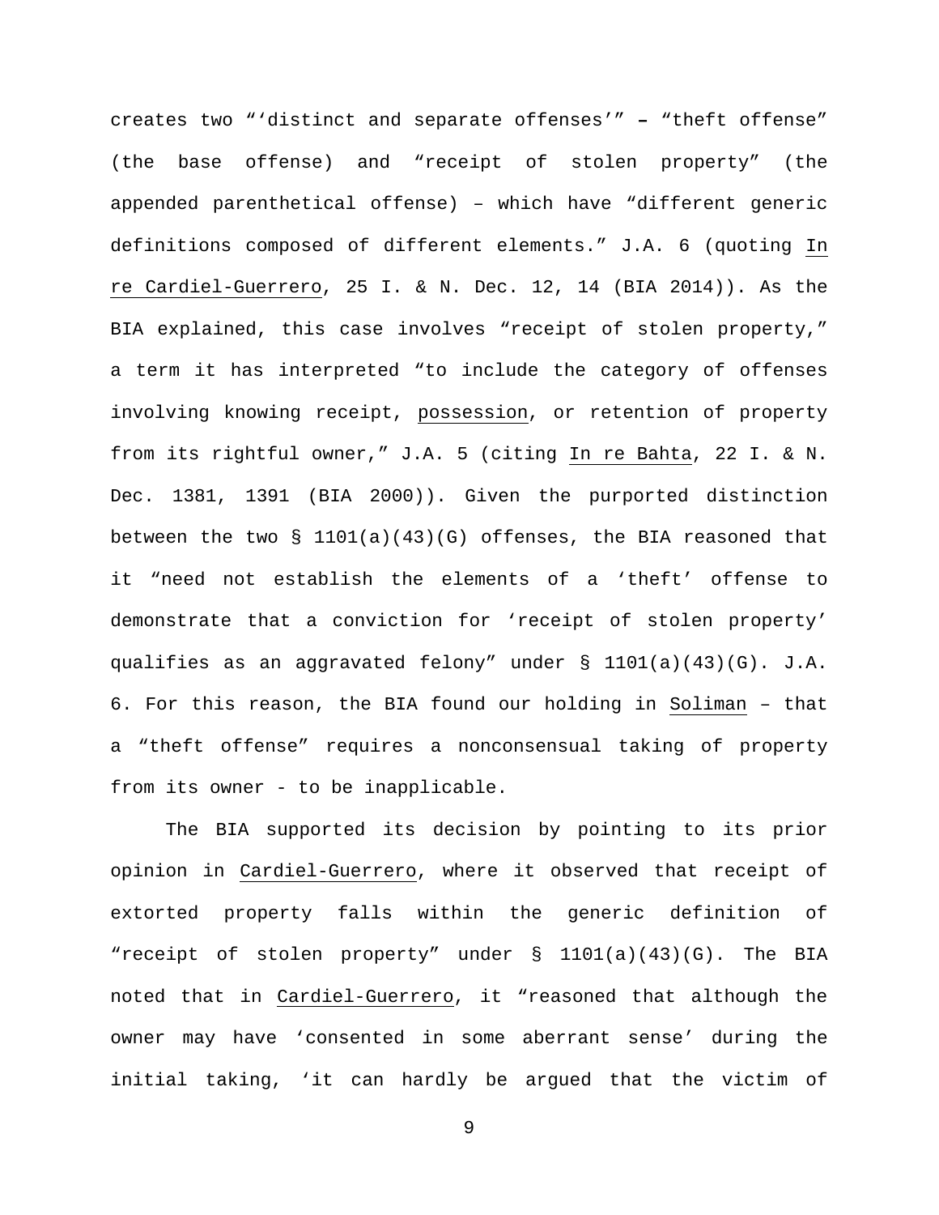creates two "'distinct and separate offenses'" – "theft offense" (the base offense) and "receipt of stolen property" (the appended parenthetical offense) – which have "different generic definitions composed of different elements." J.A. 6 (quoting In re Cardiel-Guerrero, 25 I. & N. Dec. 12, 14 (BIA 2014)). As the BIA explained, this case involves "receipt of stolen property," a term it has interpreted "to include the category of offenses involving knowing receipt, possession, or retention of property from its rightful owner," J.A. 5 (citing In re Bahta, 22 I. & N. Dec. 1381, 1391 (BIA 2000)). Given the purported distinction between the two § 1101(a)(43)(G) offenses, the BIA reasoned that it "need not establish the elements of a 'theft' offense to demonstrate that a conviction for 'receipt of stolen property' qualifies as an aggravated felony" under § 1101(a)(43)(G). J.A. 6. For this reason, the BIA found our holding in Soliman – that a "theft offense" requires a nonconsensual taking of property from its owner - to be inapplicable.

The BIA supported its decision by pointing to its prior opinion in Cardiel-Guerrero, where it observed that receipt of extorted property falls within the generic definition of "receipt of stolen property" under § 1101(a)(43)(G). The BIA noted that in Cardiel-Guerrero, it "reasoned that although the owner may have 'consented in some aberrant sense' during the initial taking, 'it can hardly be argued that the victim of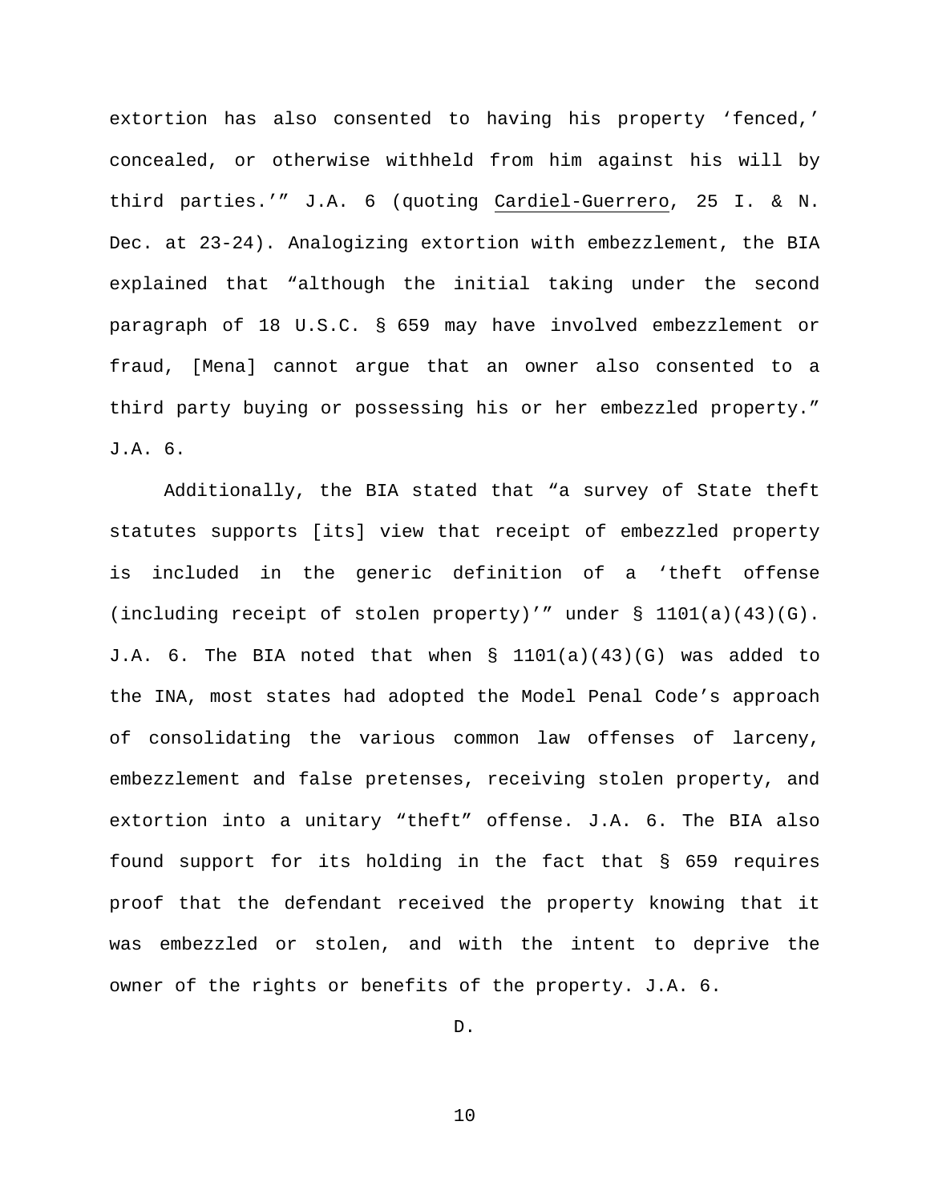extortion has also consented to having his property 'fenced,' concealed, or otherwise withheld from him against his will by third parties.'" J.A. 6 (quoting Cardiel-Guerrero, 25 I. & N. Dec. at 23-24). Analogizing extortion with embezzlement, the BIA explained that "although the initial taking under the second paragraph of 18 U.S.C. § 659 may have involved embezzlement or fraud, [Mena] cannot argue that an owner also consented to a third party buying or possessing his or her embezzled property." J.A. 6.

Additionally, the BIA stated that "a survey of State theft statutes supports [its] view that receipt of embezzled property is included in the generic definition of a 'theft offense (including receipt of stolen property)'" under § 1101(a)(43)(G). J.A. 6. The BIA noted that when § 1101(a)(43)(G) was added to the INA, most states had adopted the Model Penal Code's approach of consolidating the various common law offenses of larceny, embezzlement and false pretenses, receiving stolen property, and extortion into a unitary "theft" offense. J.A. 6. The BIA also found support for its holding in the fact that § 659 requires proof that the defendant received the property knowing that it was embezzled or stolen, and with the intent to deprive the owner of the rights or benefits of the property. J.A. 6.

D.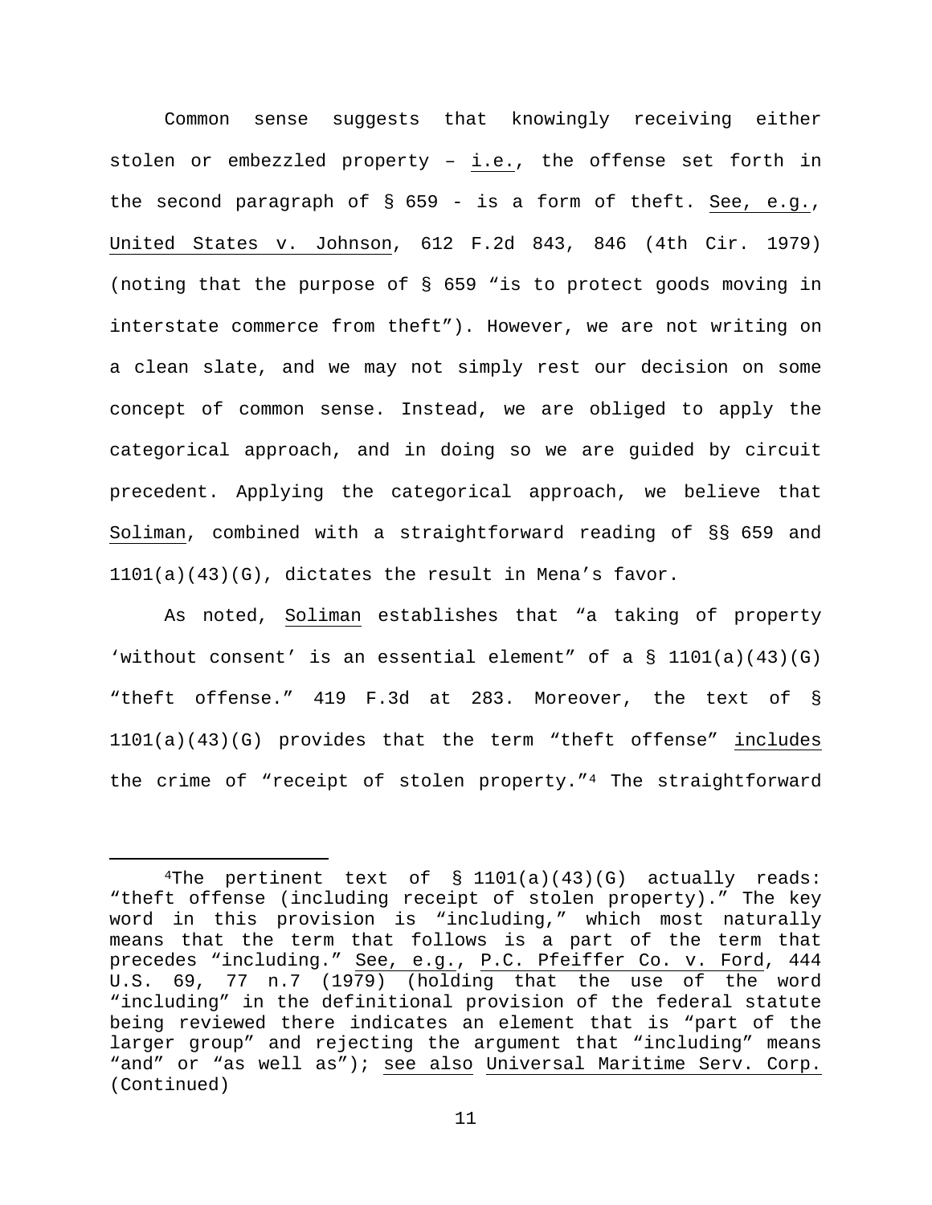Common sense suggests that knowingly receiving either stolen or embezzled property – i.e., the offense set forth in the second paragraph of § 659 - is a form of theft. See, e.g., United States v. Johnson, 612 F.2d 843, 846 (4th Cir. 1979) (noting that the purpose of § 659 "is to protect goods moving in interstate commerce from theft"). However, we are not writing on a clean slate, and we may not simply rest our decision on some concept of common sense. Instead, we are obliged to apply the categorical approach, and in doing so we are guided by circuit precedent. Applying the categorical approach, we believe that Soliman, combined with a straightforward reading of §§ 659 and 1101(a)(43)(G), dictates the result in Mena's favor.

As noted, Soliman establishes that "a taking of property 'without consent' is an essential element" of a § 1101(a)(43)(G) "theft offense." 419 F.3d at 283. Moreover, the text of § 1101(a)(43)(G) provides that the term "theft offense" includes the crime of "receipt of stolen property."[4] The straightforward

[4]The pertinent text of § 1101(a)(43)(G) actually reads: "theft offense (including receipt of stolen property)." The key word in this provision is "including," which most naturally means that the term that follows is a part of the term that precedes "including." See, e.g., P.C. Pfeiffer Co. v. Ford, 444 U.S. 69, 77 n.7 (1979) (holding that the use of the word "including" in the definitional provision of the federal statute being reviewed there indicates an element that is "part of the larger group" and rejecting the argument that "including" means "and" or "as well as"); see also Universal Maritime Serv. Corp. (Continued)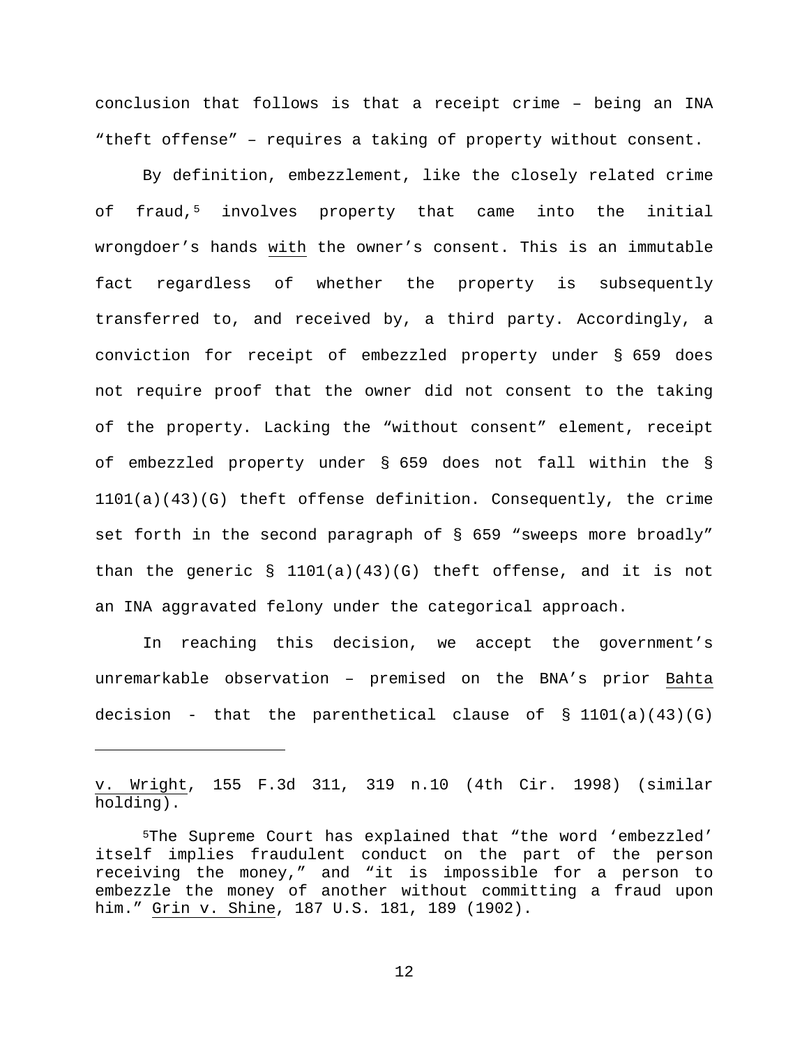conclusion that follows is that a receipt crime – being an INA "theft offense" – requires a taking of property without consent.

By definition, embezzlement, like the closely related crime of fraud,[5] involves property that came into the initial wrongdoer's hands with the owner's consent. This is an immutable fact regardless of whether the property is subsequently transferred to, and received by, a third party. Accordingly, a conviction for receipt of embezzled property under § 659 does not require proof that the owner did not consent to the taking of the property. Lacking the "without consent" element, receipt of embezzled property under § 659 does not fall within the § 1101(a)(43)(G) theft offense definition. Consequently, the crime set forth in the second paragraph of § 659 "sweeps more broadly" than the generic § 1101(a)(43)(G) theft offense, and it is not an INA aggravated felony under the categorical approach.

In reaching this decision, we accept the government's unremarkable observation – premised on the BNA's prior Bahta decision - that the parenthetical clause of § 1101(a)(43)(G)

---

v. Wright, 155 F.3d 311, 319 n.10 (4th Cir. 1998) (similar holding).

[5]The Supreme Court has explained that "the word 'embezzled' itself implies fraudulent conduct on the part of the person receiving the money," and "it is impossible for a person to embezzle the money of another without committing a fraud upon him." Grin v. Shine, 187 U.S. 181, 189 (1902).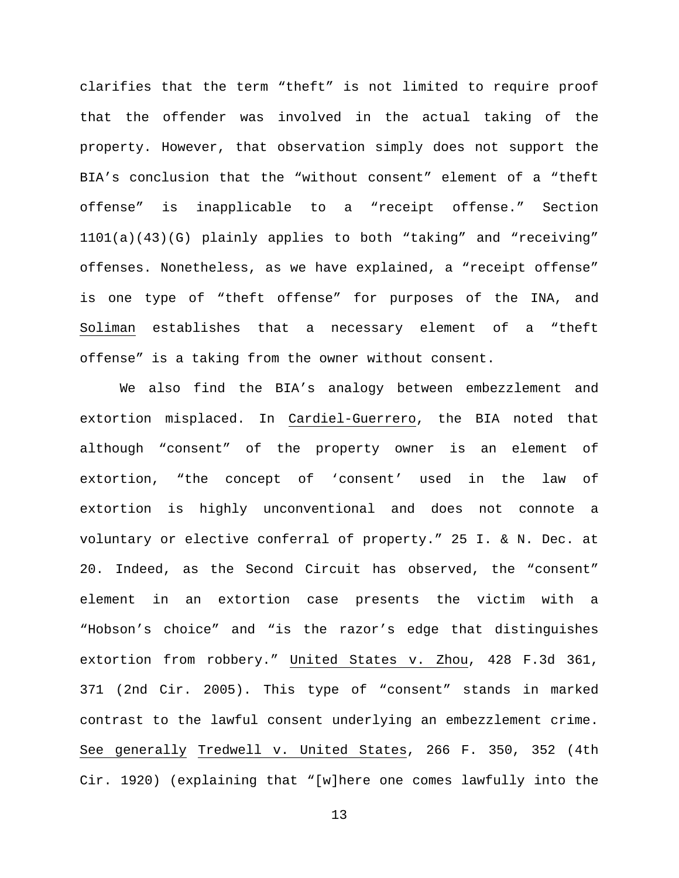clarifies that the term "theft" is not limited to require proof that the offender was involved in the actual taking of the property. However, that observation simply does not support the BIA's conclusion that the "without consent" element of a "theft offense" is inapplicable to a "receipt offense." Section 1101(a)(43)(G) plainly applies to both "taking" and "receiving" offenses. Nonetheless, as we have explained, a "receipt offense" is one type of "theft offense" for purposes of the INA, and Soliman establishes that a necessary element of a "theft offense" is a taking from the owner without consent.

We also find the BIA's analogy between embezzlement and extortion misplaced. In Cardiel-Guerrero, the BIA noted that although "consent" of the property owner is an element of extortion, "the concept of 'consent' used in the law of extortion is highly unconventional and does not connote a voluntary or elective conferral of property." 25 I. & N. Dec. at 20. Indeed, as the Second Circuit has observed, the "consent" element in an extortion case presents the victim with a "Hobson's choice" and "is the razor's edge that distinguishes extortion from robbery." United States v. Zhou, 428 F.3d 361, 371 (2nd Cir. 2005). This type of "consent" stands in marked contrast to the lawful consent underlying an embezzlement crime. See generally Tredwell v. United States, 266 F. 350, 352 (4th Cir. 1920) (explaining that "[w]here one comes lawfully into the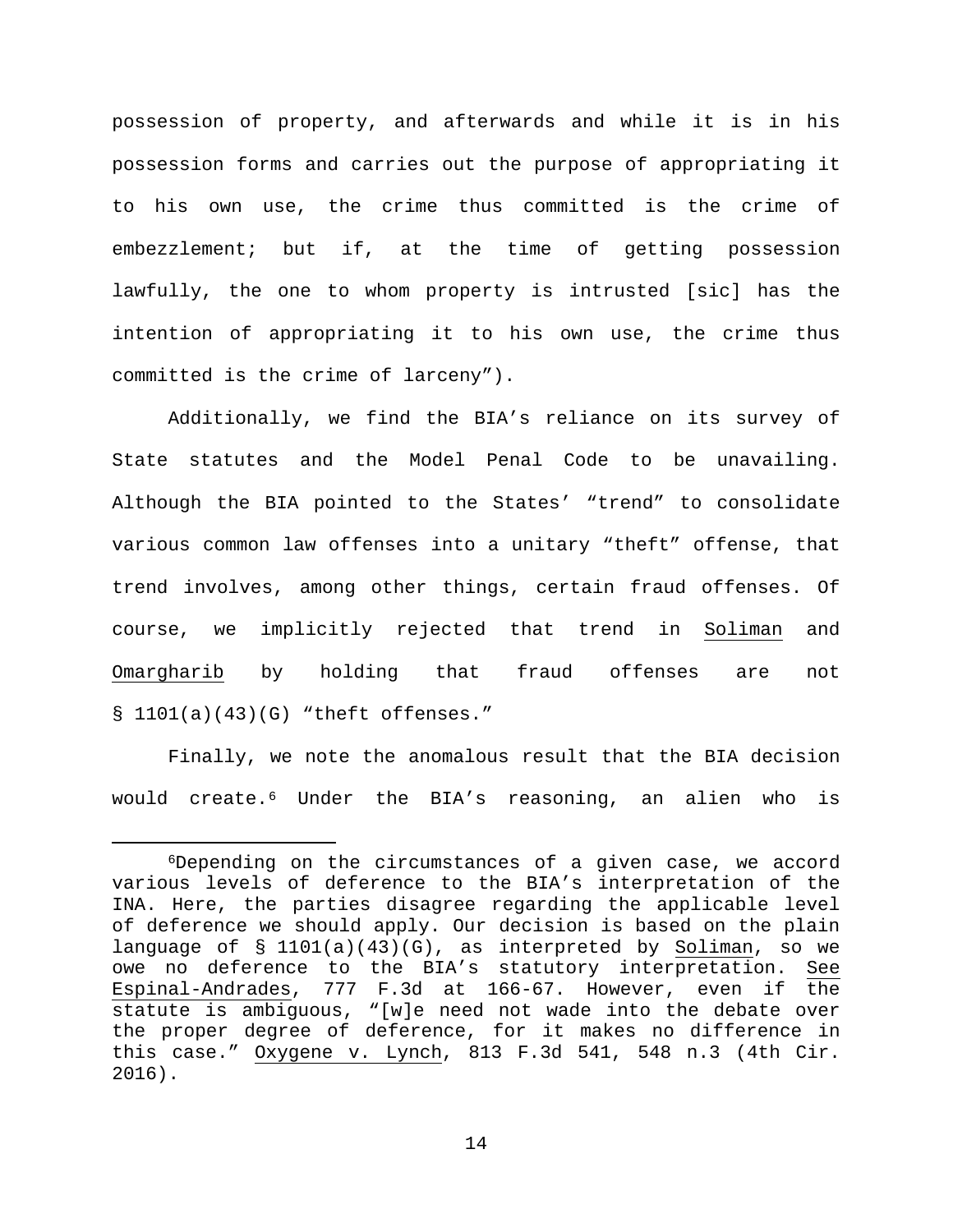possession of property, and afterwards and while it is in his possession forms and carries out the purpose of appropriating it to his own use, the crime thus committed is the crime of embezzlement; but if, at the time of getting possession lawfully, the one to whom property is intrusted [sic] has the intention of appropriating it to his own use, the crime thus committed is the crime of larceny").

Additionally, we find the BIA's reliance on its survey of State statutes and the Model Penal Code to be unavailing. Although the BIA pointed to the States' "trend" to consolidate various common law offenses into a unitary "theft" offense, that trend involves, among other things, certain fraud offenses. Of course, we implicitly rejected that trend in Soliman and Omargharib by holding that fraud offenses are not § 1101(a)(43)(G) "theft offenses."

Finally, we note the anomalous result that the BIA decision would create.[6] Under the BIA's reasoning, an alien who is

---

[6]Depending on the circumstances of a given case, we accord various levels of deference to the BIA's interpretation of the INA. Here, the parties disagree regarding the applicable level of deference we should apply. Our decision is based on the plain language of § 1101(a)(43)(G), as interpreted by Soliman, so we owe no deference to the BIA's statutory interpretation. See Espinal-Andrades, 777 F.3d at 166-67. However, even if the statute is ambiguous, "[w]e need not wade into the debate over the proper degree of deference, for it makes no difference in this case." Oxygene v. Lynch, 813 F.3d 541, 548 n.3 (4th Cir. 2016).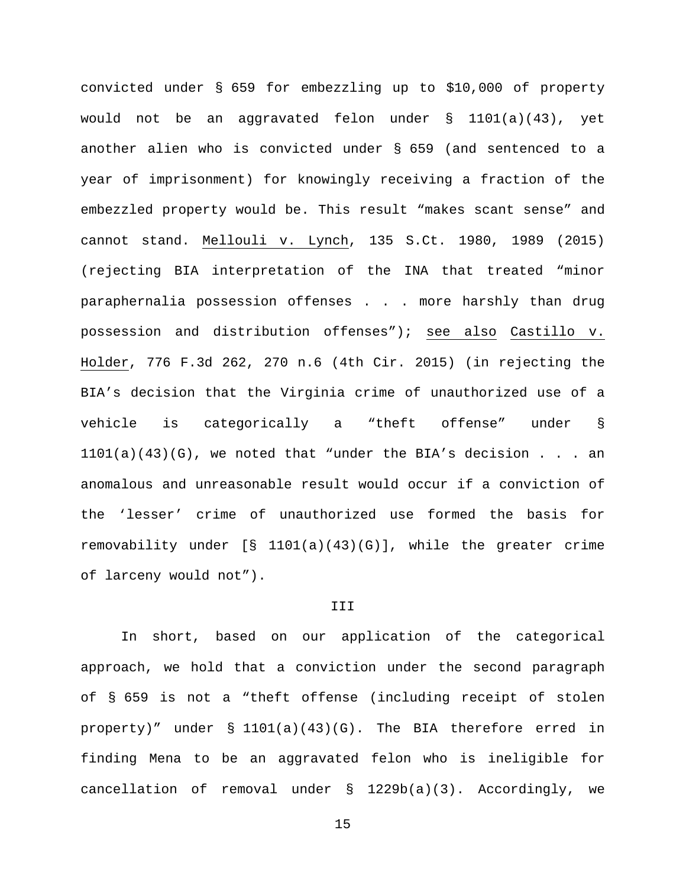convicted under § 659 for embezzling up to $10,000 of property would not be an aggravated felon under § 1101(a)(43), yet another alien who is convicted under § 659 (and sentenced to a year of imprisonment) for knowingly receiving a fraction of the embezzled property would be. This result "makes scant sense" and cannot stand. Mellouli v. Lynch, 135 S.Ct. 1980, 1989 (2015) (rejecting BIA interpretation of the INA that treated "minor paraphernalia possession offenses . . . more harshly than drug possession and distribution offenses"); see also Castillo v. Holder, 776 F.3d 262, 270 n.6 (4th Cir. 2015) (in rejecting the BIA's decision that the Virginia crime of unauthorized use of a vehicle is categorically a "theft offense" under § 1101(a)(43)(G), we noted that "under the BIA's decision . . . an anomalous and unreasonable result would occur if a conviction of the 'lesser' crime of unauthorized use formed the basis for removability under [§ 1101(a)(43)(G)], while the greater crime of larceny would not").

## III

In short, based on our application of the categorical approach, we hold that a conviction under the second paragraph of § 659 is not a "theft offense (including receipt of stolen property)" under § 1101(a)(43)(G). The BIA therefore erred in finding Mena to be an aggravated felon who is ineligible for cancellation of removal under § 1229b(a)(3). Accordingly, we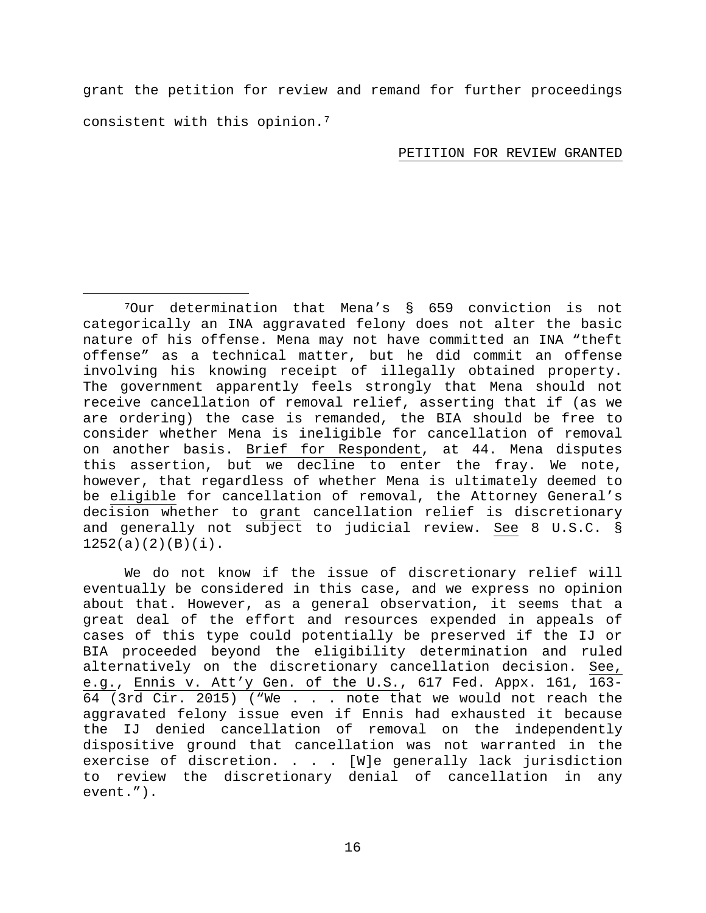grant the petition for review and remand for further proceedings consistent with this opinion.[7]

PETITION FOR REVIEW GRANTED

---

[7]Our determination that Mena's § 659 conviction is not categorically an INA aggravated felony does not alter the basic nature of his offense. Mena may not have committed an INA "theft offense" as a technical matter, but he did commit an offense involving his knowing receipt of illegally obtained property. The government apparently feels strongly that Mena should not receive cancellation of removal relief, asserting that if (as we are ordering) the case is remanded, the BIA should be free to consider whether Mena is ineligible for cancellation of removal on another basis. Brief for Respondent, at 44. Mena disputes this assertion, but we decline to enter the fray. We note, however, that regardless of whether Mena is ultimately deemed to be eligible for cancellation of removal, the Attorney General's decision whether to grant cancellation relief is discretionary and generally not subject to judicial review. See 8 U.S.C. § 1252(a)(2)(B)(i).

We do not know if the issue of discretionary relief will eventually be considered in this case, and we express no opinion about that. However, as a general observation, it seems that a great deal of the effort and resources expended in appeals of cases of this type could potentially be preserved if the IJ or BIA proceeded beyond the eligibility determination and ruled alternatively on the discretionary cancellation decision. See, e.g., Ennis v. Att'y Gen. of the U.S., 617 Fed. Appx. 161, 163-64 (3rd Cir. 2015) ("We . . . note that we would not reach the aggravated felony issue even if Ennis had exhausted it because the IJ denied cancellation of removal on the independently dispositive ground that cancellation was not warranted in the exercise of discretion. . . . [W]e generally lack jurisdiction to review the discretionary denial of cancellation in any event.").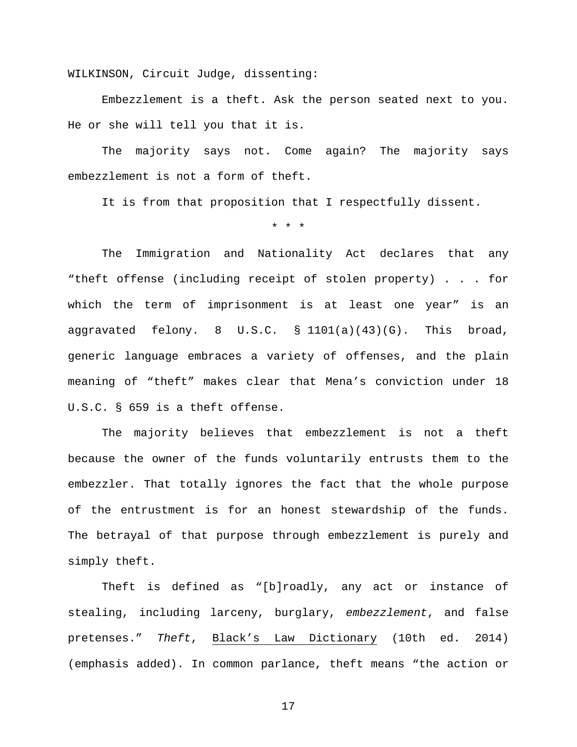WILKINSON, Circuit Judge, dissenting:

Embezzlement is a theft. Ask the person seated next to you. He or she will tell you that it is.

The majority says not. Come again? The majority says embezzlement is not a form of theft.

It is from that proposition that I respectfully dissent.

\* \* \*

The Immigration and Nationality Act declares that any "theft offense (including receipt of stolen property) . . . for which the term of imprisonment is at least one year" is an aggravated felony. 8 U.S.C. § 1101(a)(43)(G). This broad, generic language embraces a variety of offenses, and the plain meaning of "theft" makes clear that Mena's conviction under 18 U.S.C. § 659 is a theft offense.

The majority believes that embezzlement is not a theft because the owner of the funds voluntarily entrusts them to the embezzler. That totally ignores the fact that the whole purpose of the entrustment is for an honest stewardship of the funds. The betrayal of that purpose through embezzlement is purely and simply theft.

Theft is defined as "[b]roadly, any act or instance of stealing, including larceny, burglary, *embezzlement*, and false pretenses." *Theft*, Black's Law Dictionary (10th ed. 2014) (emphasis added). In common parlance, theft means "the action or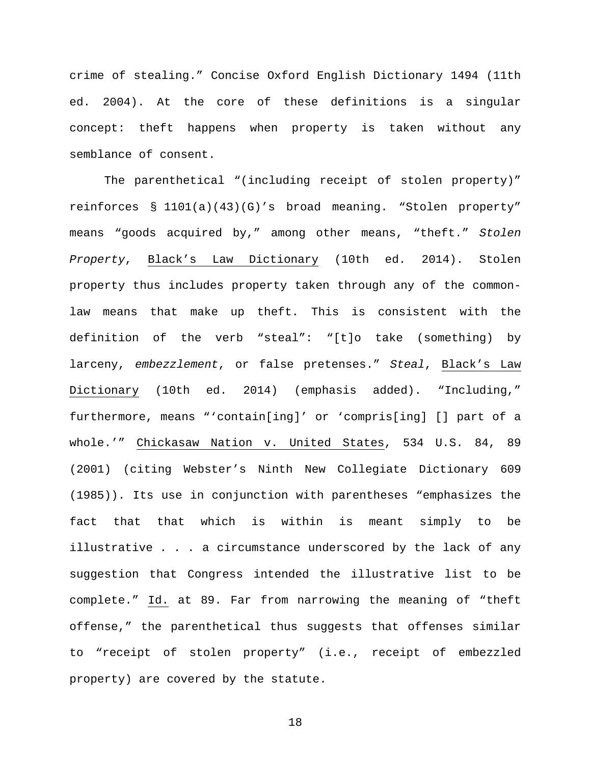crime of stealing." Concise Oxford English Dictionary 1494 (11th ed. 2004). At the core of these definitions is a singular concept: theft happens when property is taken without any semblance of consent.

The parenthetical "(including receipt of stolen property)" reinforces § 1101(a)(43)(G)'s broad meaning. "Stolen property" means "goods acquired by," among other means, "theft." *Stolen Property*, Black's Law Dictionary (10th ed. 2014). Stolen property thus includes property taken through any of the common-law means that make up theft. This is consistent with the definition of the verb "steal": "[t]o take (something) by larceny, *embezzlement*, or false pretenses." *Steal*, Black's Law Dictionary (10th ed. 2014) (emphasis added). "Including," furthermore, means "'contain[ing]' or 'compris[ing] [] part of a whole.'" Chickasaw Nation v. United States, 534 U.S. 84, 89 (2001) (citing Webster's Ninth New Collegiate Dictionary 609 (1985)). Its use in conjunction with parentheses "emphasizes the fact that that which is within is meant simply to be illustrative . . . a circumstance underscored by the lack of any suggestion that Congress intended the illustrative list to be complete." Id. at 89. Far from narrowing the meaning of "theft offense," the parenthetical thus suggests that offenses similar to "receipt of stolen property" (i.e., receipt of embezzled property) are covered by the statute.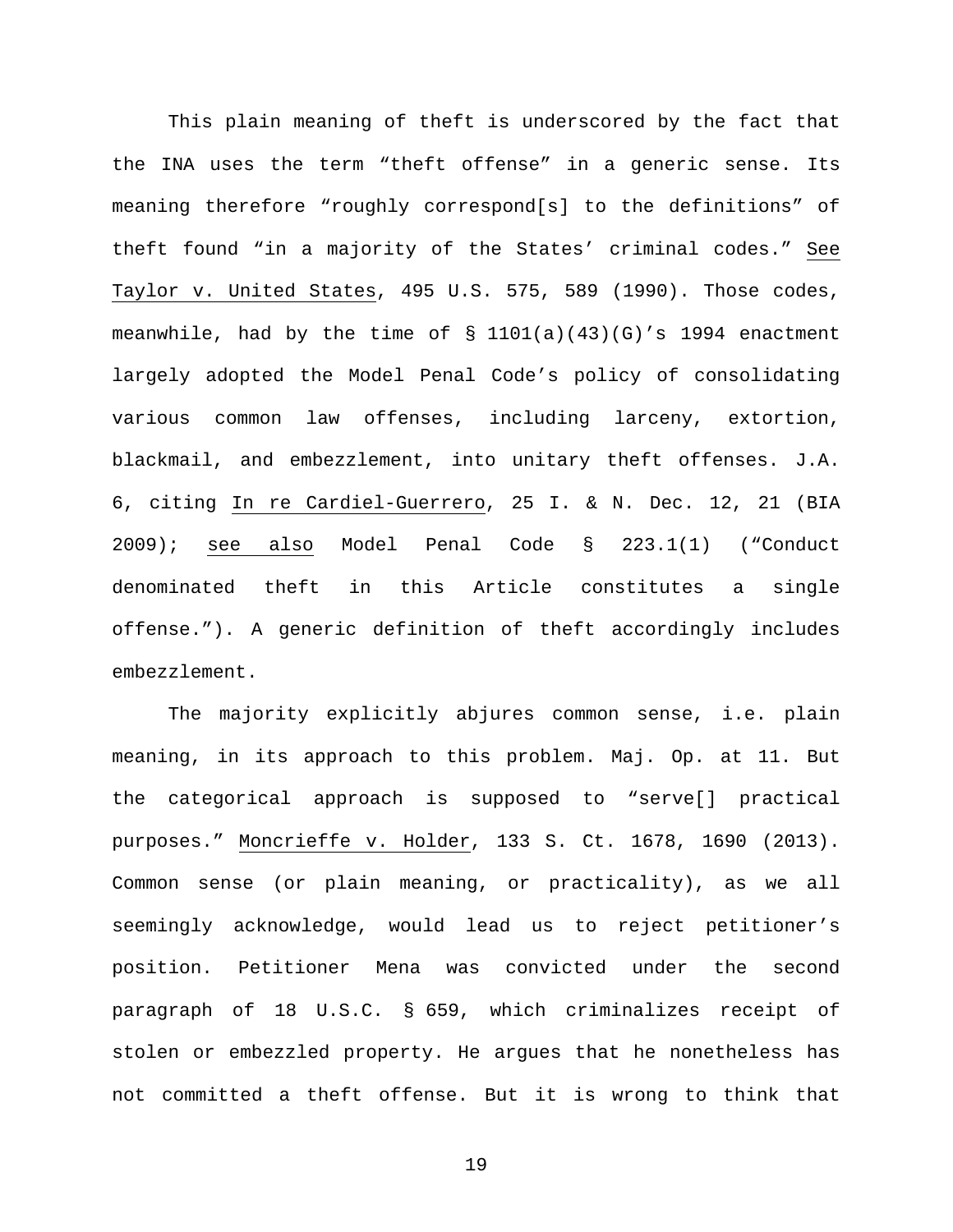This plain meaning of theft is underscored by the fact that the INA uses the term "theft offense" in a generic sense. Its meaning therefore "roughly correspond[s] to the definitions" of theft found "in a majority of the States' criminal codes." See Taylor v. United States, 495 U.S. 575, 589 (1990). Those codes, meanwhile, had by the time of § 1101(a)(43)(G)'s 1994 enactment largely adopted the Model Penal Code's policy of consolidating various common law offenses, including larceny, extortion, blackmail, and embezzlement, into unitary theft offenses. J.A. 6, citing In re Cardiel-Guerrero, 25 I. & N. Dec. 12, 21 (BIA 2009); see also Model Penal Code § 223.1(1) ("Conduct denominated theft in this Article constitutes a single offense."). A generic definition of theft accordingly includes embezzlement.

The majority explicitly abjures common sense, i.e. plain meaning, in its approach to this problem. Maj. Op. at 11. But the categorical approach is supposed to "serve[] practical purposes." Moncrieffe v. Holder, 133 S. Ct. 1678, 1690 (2013). Common sense (or plain meaning, or practicality), as we all seemingly acknowledge, would lead us to reject petitioner's position. Petitioner Mena was convicted under the second paragraph of 18 U.S.C. § 659, which criminalizes receipt of stolen or embezzled property. He argues that he nonetheless has not committed a theft offense. But it is wrong to think that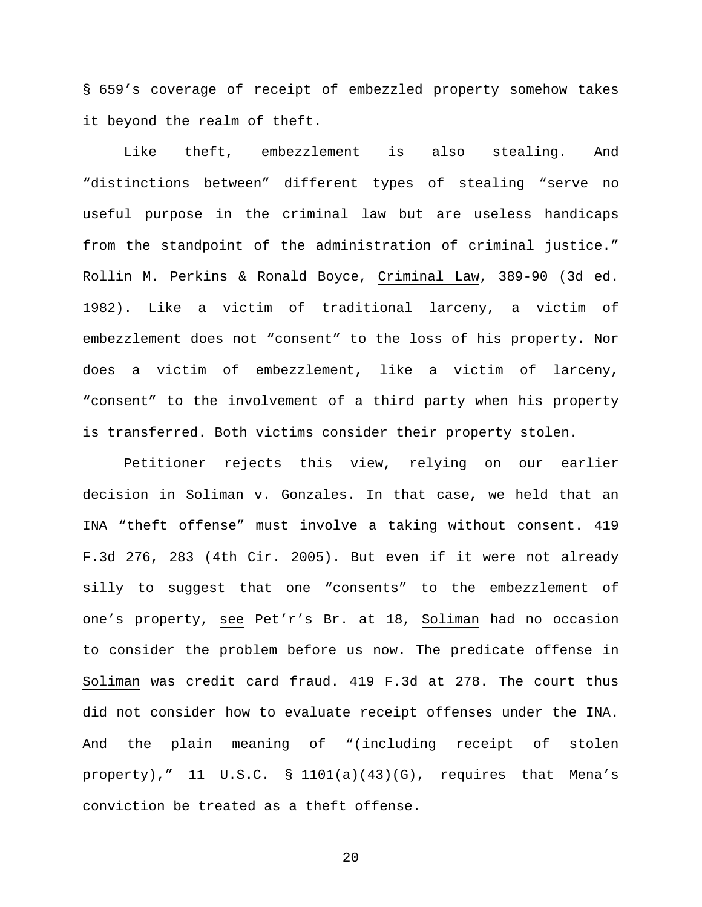§ 659's coverage of receipt of embezzled property somehow takes it beyond the realm of theft.

Like theft, embezzlement is also stealing. And "distinctions between" different types of stealing "serve no useful purpose in the criminal law but are useless handicaps from the standpoint of the administration of criminal justice." Rollin M. Perkins & Ronald Boyce, Criminal Law, 389-90 (3d ed. 1982). Like a victim of traditional larceny, a victim of embezzlement does not "consent" to the loss of his property. Nor does a victim of embezzlement, like a victim of larceny, "consent" to the involvement of a third party when his property is transferred. Both victims consider their property stolen.

Petitioner rejects this view, relying on our earlier decision in Soliman v. Gonzales. In that case, we held that an INA "theft offense" must involve a taking without consent. 419 F.3d 276, 283 (4th Cir. 2005). But even if it were not already silly to suggest that one "consents" to the embezzlement of one's property, see Pet'r's Br. at 18, Soliman had no occasion to consider the problem before us now. The predicate offense in Soliman was credit card fraud. 419 F.3d at 278. The court thus did not consider how to evaluate receipt offenses under the INA. And the plain meaning of "(including receipt of stolen property)," 11 U.S.C. § 1101(a)(43)(G), requires that Mena's conviction be treated as a theft offense.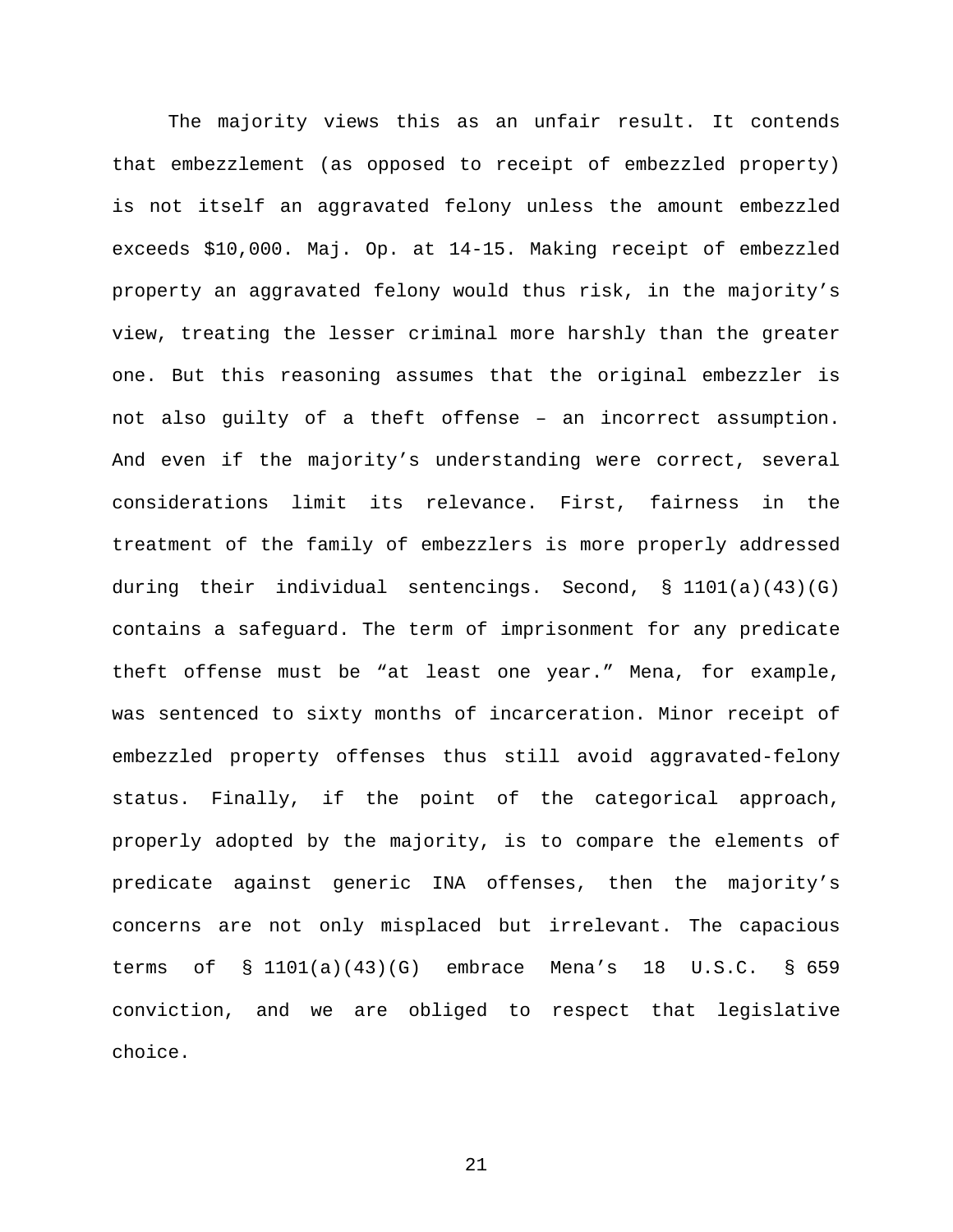The majority views this as an unfair result. It contends that embezzlement (as opposed to receipt of embezzled property) is not itself an aggravated felony unless the amount embezzled exceeds $10,000. Maj. Op. at 14-15. Making receipt of embezzled property an aggravated felony would thus risk, in the majority's view, treating the lesser criminal more harshly than the greater one. But this reasoning assumes that the original embezzler is not also guilty of a theft offense – an incorrect assumption. And even if the majority's understanding were correct, several considerations limit its relevance. First, fairness in the treatment of the family of embezzlers is more properly addressed during their individual sentencings. Second, § 1101(a)(43)(G) contains a safeguard. The term of imprisonment for any predicate theft offense must be "at least one year." Mena, for example, was sentenced to sixty months of incarceration. Minor receipt of embezzled property offenses thus still avoid aggravated-felony status. Finally, if the point of the categorical approach, properly adopted by the majority, is to compare the elements of predicate against generic INA offenses, then the majority's concerns are not only misplaced but irrelevant. The capacious terms of § 1101(a)(43)(G) embrace Mena's 18 U.S.C. § 659 conviction, and we are obliged to respect that legislative choice.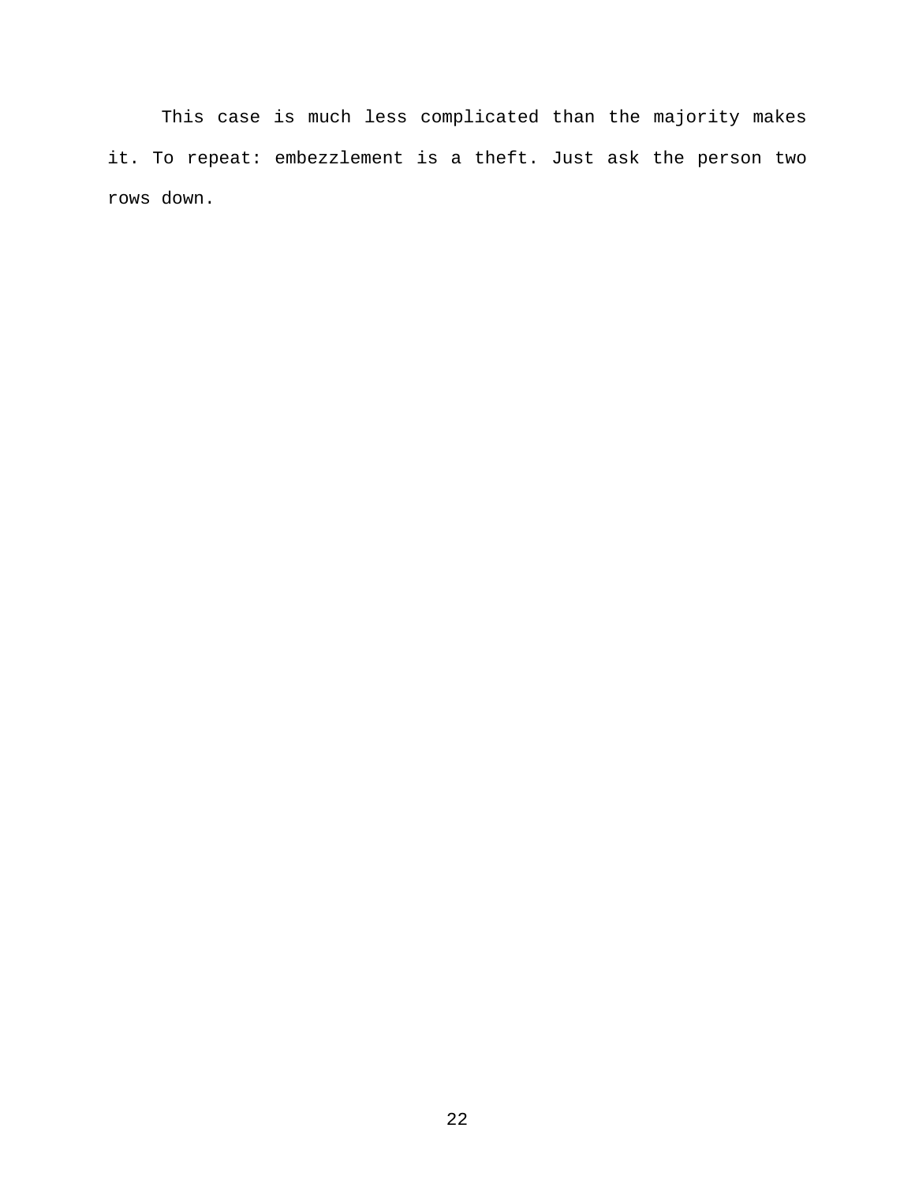This case is much less complicated than the majority makes it. To repeat: embezzlement is a theft. Just ask the person two rows down.